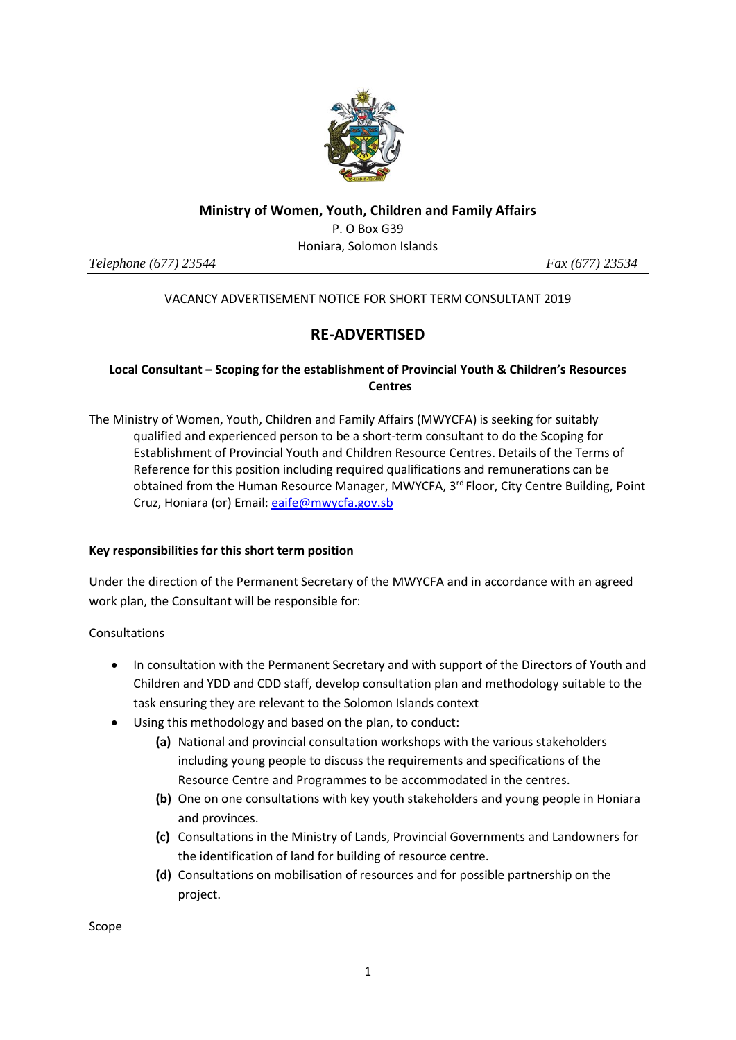**Ministry of Women, Youth, Children and Family Affairs**

P. O Box G39

Honiara, Solomon Islands

*Telephone (677) 23544* *Fax (677) 23534*

---

VACANCY ADVERTISEMENT NOTICE FOR SHORT TERM CONSULTANT 2019

## RE-ADVERTISED

**Local Consultant – Scoping for the establishment of Provincial Youth & Children's Resources Centres**

The Ministry of Women, Youth, Children and Family Affairs (MWYCFA) is seeking for suitably qualified and experienced person to be a short-term consultant to do the Scoping for Establishment of Provincial Youth and Children Resource Centres. Details of the Terms of Reference for this position including required qualifications and remunerations can be obtained from the Human Resource Manager, MWYCFA, 3rd Floor, City Centre Building, Point Cruz, Honiara (or) Email: eaife@mwycfa.gov.sb

**Key responsibilities for this short term position**

Under the direction of the Permanent Secretary of the MWYCFA and in accordance with an agreed work plan, the Consultant will be responsible for:

Consultations

- In consultation with the Permanent Secretary and with support of the Directors of Youth and Children and YDD and CDD staff, develop consultation plan and methodology suitable to the task ensuring they are relevant to the Solomon Islands context
- Using this methodology and based on the plan, to conduct:
  - **(a)** National and provincial consultation workshops with the various stakeholders including young people to discuss the requirements and specifications of the Resource Centre and Programmes to be accommodated in the centres.
  - **(b)** One on one consultations with key youth stakeholders and young people in Honiara and provinces.
  - **(c)** Consultations in the Ministry of Lands, Provincial Governments and Landowners for the identification of land for building of resource centre.
  - **(d)** Consultations on mobilisation of resources and for possible partnership on the project.

Scope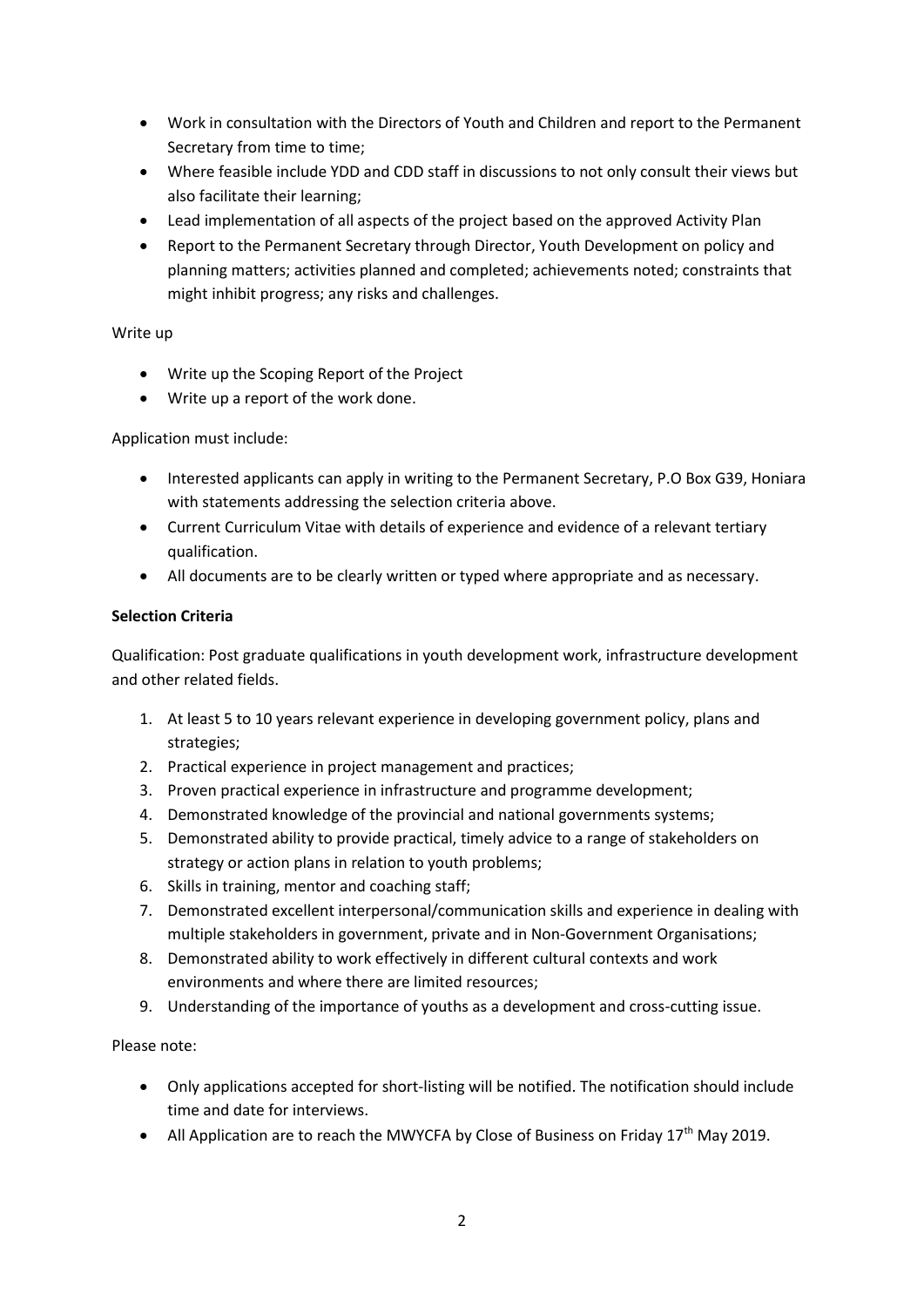- Work in consultation with the Directors of Youth and Children and report to the Permanent Secretary from time to time;
- Where feasible include YDD and CDD staff in discussions to not only consult their views but also facilitate their learning;
- Lead implementation of all aspects of the project based on the approved Activity Plan
- Report to the Permanent Secretary through Director, Youth Development on policy and planning matters; activities planned and completed; achievements noted; constraints that might inhibit progress; any risks and challenges.

Write up

- Write up the Scoping Report of the Project
- Write up a report of the work done.

Application must include:

- Interested applicants can apply in writing to the Permanent Secretary, P.O Box G39, Honiara with statements addressing the selection criteria above.
- Current Curriculum Vitae with details of experience and evidence of a relevant tertiary qualification.
- All documents are to be clearly written or typed where appropriate and as necessary.

**Selection Criteria**

Qualification: Post graduate qualifications in youth development work, infrastructure development and other related fields.

1. At least 5 to 10 years relevant experience in developing government policy, plans and strategies;
2. Practical experience in project management and practices;
3. Proven practical experience in infrastructure and programme development;
4. Demonstrated knowledge of the provincial and national governments systems;
5. Demonstrated ability to provide practical, timely advice to a range of stakeholders on strategy or action plans in relation to youth problems;
6. Skills in training, mentor and coaching staff;
7. Demonstrated excellent interpersonal/communication skills and experience in dealing with multiple stakeholders in government, private and in Non-Government Organisations;
8. Demonstrated ability to work effectively in different cultural contexts and work environments and where there are limited resources;
9. Understanding of the importance of youths as a development and cross-cutting issue.

Please note:

- Only applications accepted for short-listing will be notified. The notification should include time and date for interviews.
- All Application are to reach the MWYCFA by Close of Business on Friday 17th May 2019.